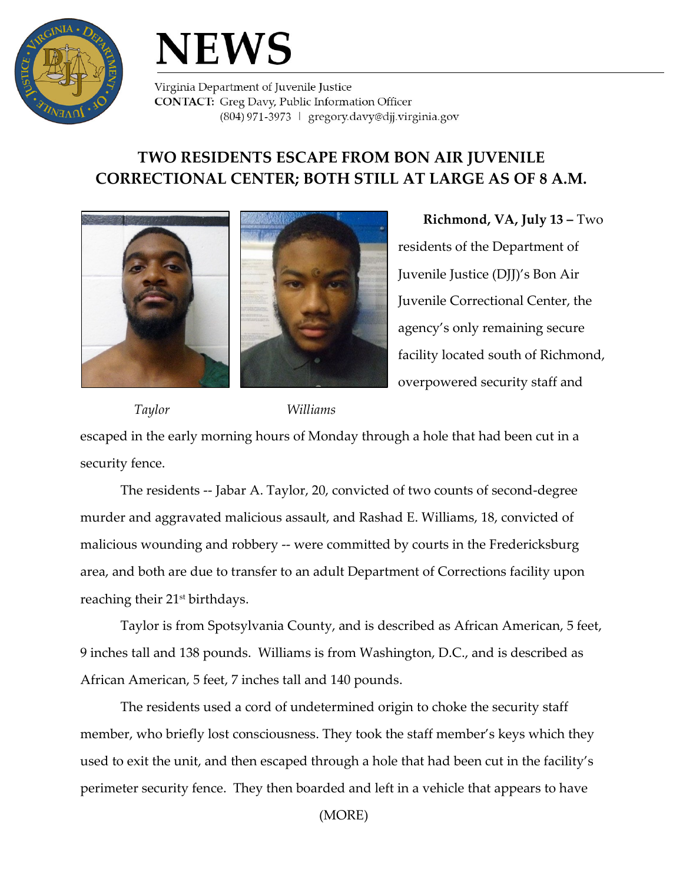# NEWS

Virginia Department of Juvenile Justice
**CONTACT:** Greg Davy, Public Information Officer
(804) 971-3973 | gregory.davy@djj.virginia.gov

## TWO RESIDENTS ESCAPE FROM BON AIR JUVENILE CORRECTIONAL CENTER; BOTH STILL AT LARGE AS OF 8 A.M.

*Taylor* *Williams*

**Richmond, VA, July 13 –** Two residents of the Department of Juvenile Justice (DJJ)'s Bon Air Juvenile Correctional Center, the agency's only remaining secure facility located south of Richmond, overpowered security staff and escaped in the early morning hours of Monday through a hole that had been cut in a security fence.

The residents -- Jabar A. Taylor, 20, convicted of two counts of second-degree murder and aggravated malicious assault, and Rashad E. Williams, 18, convicted of malicious wounding and robbery -- were committed by courts in the Fredericksburg area, and both are due to transfer to an adult Department of Corrections facility upon reaching their 21st birthdays.

Taylor is from Spotsylvania County, and is described as African American, 5 feet, 9 inches tall and 138 pounds. Williams is from Washington, D.C., and is described as African American, 5 feet, 7 inches tall and 140 pounds.

The residents used a cord of undetermined origin to choke the security staff member, who briefly lost consciousness. They took the staff member's keys which they used to exit the unit, and then escaped through a hole that had been cut in the facility's perimeter security fence. They then boarded and left in a vehicle that appears to have

(MORE)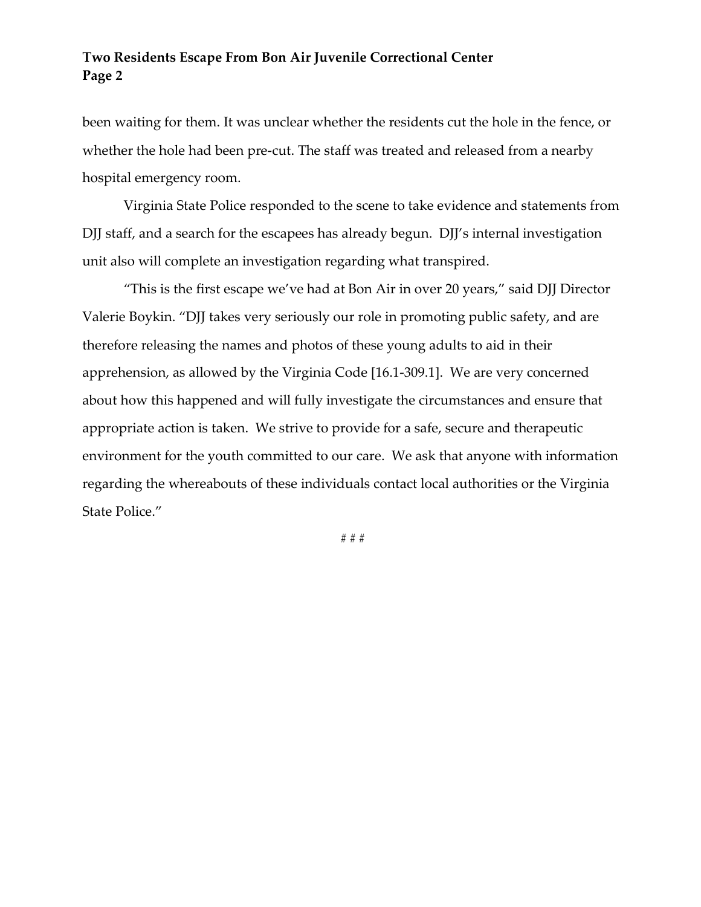been waiting for them. It was unclear whether the residents cut the hole in the fence, or whether the hole had been pre-cut. The staff was treated and released from a nearby hospital emergency room.

Virginia State Police responded to the scene to take evidence and statements from DJJ staff, and a search for the escapees has already begun. DJJ's internal investigation unit also will complete an investigation regarding what transpired.

"This is the first escape we've had at Bon Air in over 20 years," said DJJ Director Valerie Boykin. "DJJ takes very seriously our role in promoting public safety, and are therefore releasing the names and photos of these young adults to aid in their apprehension, as allowed by the Virginia Code [16.1-309.1]. We are very concerned about how this happened and will fully investigate the circumstances and ensure that appropriate action is taken. We strive to provide for a safe, secure and therapeutic environment for the youth committed to our care. We ask that anyone with information regarding the whereabouts of these individuals contact local authorities or the Virginia State Police."

# # #